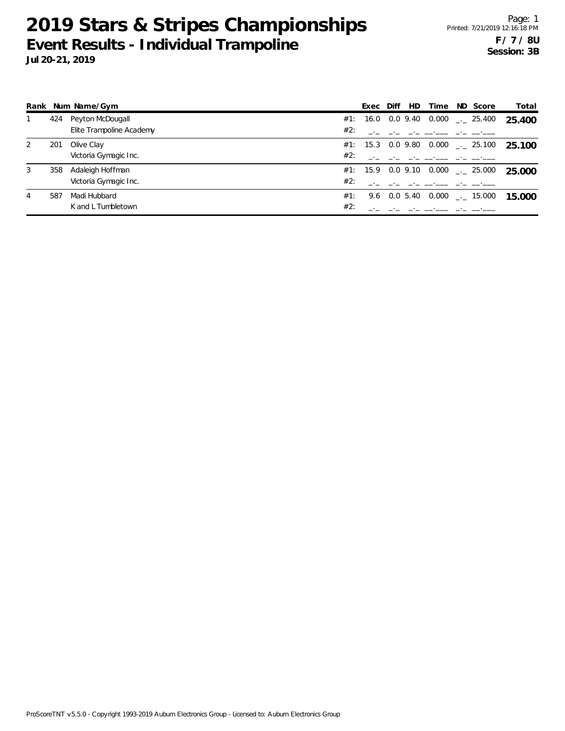# 2019 Stars & Stripes Championships

## Event Results - Individual Trampoline

**Jul 20-21, 2019**

Page: 1
Printed: 7/21/2019 12:16:18 PM

**F / 7 / 8U**
**Session: 3B**

| Rank | Num | Name/Gym | | Exec | Diff | HD | Time | ND | Score | Total |
|---|---|---|---|---|---|---|---|---|---|---|
| 1 | 424 | Peyton McDougall | #1: | 16.0 | 0.0 | 9.40 | 0.000 | _._ | 25.400 | **25.400** |
| | | Elite Trampoline Academy | #2: | _._ | _._ | _._ | __.___ | _._ | __.___ | |
| 2 | 201 | Olive Clay | #1: | 15.3 | 0.0 | 9.80 | 0.000 | _._ | 25.100 | **25.100** |
| | | Victoria Gymagic Inc. | #2: | _._ | _._ | _._ | __.___ | _._ | __.___ | |
| 3 | 358 | Adaleigh Hoffman | #1: | 15.9 | 0.0 | 9.10 | 0.000 | _._ | 25.000 | **25.000** |
| | | Victoria Gymagic Inc. | #2: | _._ | _._ | _._ | __.___ | _._ | __.___ | |
| 4 | 587 | Madi Hubbard | #1: | 9.6 | 0.0 | 5.40 | 0.000 | _._ | 15.000 | **15.000** |
| | | K and L Tumbletown | #2: | _._ | _._ | _._ | __.___ | _._ | __.___ | |

ProScoreTNT v5.5.0 - Copyright 1993-2019 Auburn Electronics Group - Licensed to: Auburn Electronics Group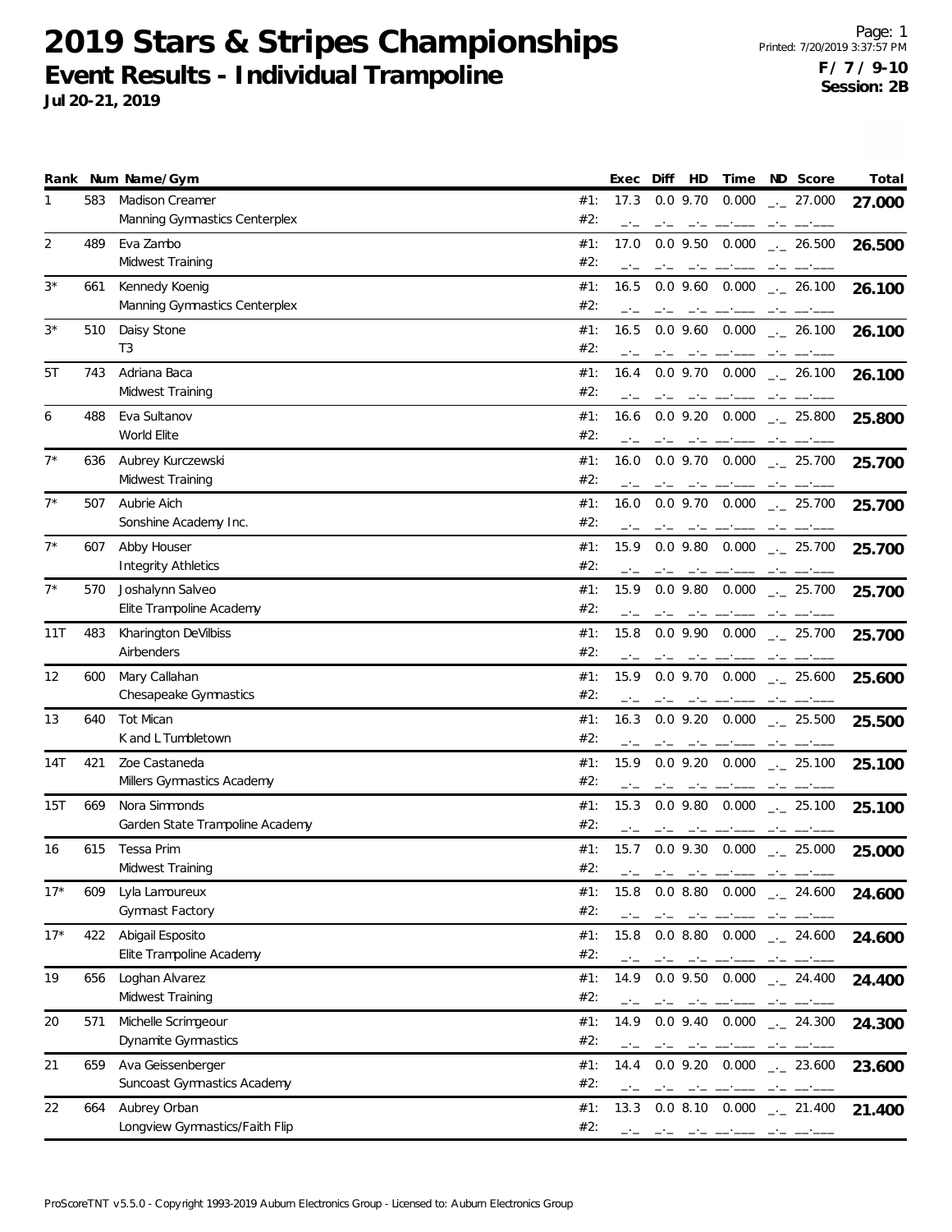# 2019 Stars & Stripes Championships

## Event Results - Individual Trampoline

**Jul 20-21, 2019**

Page: 1
Printed: 7/20/2019 3:37:57 PM
**F / 7 / 9-10**
**Session: 2B**

| Rank | Num | Name/Gym | | Exec | Diff | HD | Time | ND | Score | Total |
|---|---|---|---|---|---|---|---|---|---|---|
| 1 | 583 | Madison Creamer | #1: | 17.3 | 0.0 | 9.70 | 0.000 | _._ | 27.000 | **27.000** |
| | | Manning Gymnastics Centerplex | #2: | _._ | _._ | _._ | __.___ | _._ | __.___ | |
| 2 | 489 | Eva Zambo | #1: | 17.0 | 0.0 | 9.50 | 0.000 | _._ | 26.500 | **26.500** |
| | | Midwest Training | #2: | _._ | _._ | _._ | __.___ | _._ | __.___ | |
| 3* | 661 | Kennedy Koenig | #1: | 16.5 | 0.0 | 9.60 | 0.000 | _._ | 26.100 | **26.100** |
| | | Manning Gymnastics Centerplex | #2: | _._ | _._ | _._ | __.___ | _._ | __.___ | |
| 3* | 510 | Daisy Stone | #1: | 16.5 | 0.0 | 9.60 | 0.000 | _._ | 26.100 | **26.100** |
| | | T3 | #2: | _._ | _._ | _._ | __.___ | _._ | __.___ | |
| 5T | 743 | Adriana Baca | #1: | 16.4 | 0.0 | 9.70 | 0.000 | _._ | 26.100 | **26.100** |
| | | Midwest Training | #2: | _._ | _._ | _._ | __.___ | _._ | __.___ | |
| 6 | 488 | Eva Sultanov | #1: | 16.6 | 0.0 | 9.20 | 0.000 | _._ | 25.800 | **25.800** |
| | | World Elite | #2: | _._ | _._ | _._ | __.___ | _._ | __.___ | |
| 7* | 636 | Aubrey Kurczewski | #1: | 16.0 | 0.0 | 9.70 | 0.000 | _._ | 25.700 | **25.700** |
| | | Midwest Training | #2: | _._ | _._ | _._ | __.___ | _._ | __.___ | |
| 7* | 507 | Aubrie Aich | #1: | 16.0 | 0.0 | 9.70 | 0.000 | _._ | 25.700 | **25.700** |
| | | Sonshine Academy Inc. | #2: | _._ | _._ | _._ | __.___ | _._ | __.___ | |
| 7* | 607 | Abby Houser | #1: | 15.9 | 0.0 | 9.80 | 0.000 | _._ | 25.700 | **25.700** |
| | | Integrity Athletics | #2: | _._ | _._ | _._ | __.___ | _._ | __.___ | |
| 7* | 570 | Joshalynn Salveo | #1: | 15.9 | 0.0 | 9.80 | 0.000 | _._ | 25.700 | **25.700** |
| | | Elite Trampoline Academy | #2: | _._ | _._ | _._ | __.___ | _._ | __.___ | |
| 11T | 483 | Kharington DeVilbiss | #1: | 15.8 | 0.0 | 9.90 | 0.000 | _._ | 25.700 | **25.700** |
| | | Airbenders | #2: | _._ | _._ | _._ | __.___ | _._ | __.___ | |
| 12 | 600 | Mary Callahan | #1: | 15.9 | 0.0 | 9.70 | 0.000 | _._ | 25.600 | **25.600** |
| | | Chesapeake Gymnastics | #2: | _._ | _._ | _._ | __.___ | _._ | __.___ | |
| 13 | 640 | Tot Mican | #1: | 16.3 | 0.0 | 9.20 | 0.000 | _._ | 25.500 | **25.500** |
| | | K and L Tumbletown | #2: | _._ | _._ | _._ | __.___ | _._ | __.___ | |
| 14T | 421 | Zoe Castaneda | #1: | 15.9 | 0.0 | 9.20 | 0.000 | _._ | 25.100 | **25.100** |
| | | Millers Gymnastics Academy | #2: | _._ | _._ | _._ | __.___ | _._ | __.___ | |
| 15T | 669 | Nora Simmonds | #1: | 15.3 | 0.0 | 9.80 | 0.000 | _._ | 25.100 | **25.100** |
| | | Garden State Trampoline Academy | #2: | _._ | _._ | _._ | __.___ | _._ | __.___ | |
| 16 | 615 | Tessa Prim | #1: | 15.7 | 0.0 | 9.30 | 0.000 | _._ | 25.000 | **25.000** |
| | | Midwest Training | #2: | _._ | _._ | _._ | __.___ | _._ | __.___ | |
| 17* | 609 | Lyla Lamoureux | #1: | 15.8 | 0.0 | 8.80 | 0.000 | _._ | 24.600 | **24.600** |
| | | Gymnast Factory | #2: | _._ | _._ | _._ | __.___ | _._ | __.___ | |
| 17* | 422 | Abigail Esposito | #1: | 15.8 | 0.0 | 8.80 | 0.000 | _._ | 24.600 | **24.600** |
| | | Elite Trampoline Academy | #2: | _._ | _._ | _._ | __.___ | _._ | __.___ | |
| 19 | 656 | Loghan Alvarez | #1: | 14.9 | 0.0 | 9.50 | 0.000 | _._ | 24.400 | **24.400** |
| | | Midwest Training | #2: | _._ | _._ | _._ | __.___ | _._ | __.___ | |
| 20 | 571 | Michelle Scrimgeour | #1: | 14.9 | 0.0 | 9.40 | 0.000 | _._ | 24.300 | **24.300** |
| | | Dynamite Gymnastics | #2: | _._ | _._ | _._ | __.___ | _._ | __.___ | |
| 21 | 659 | Ava Geissenberger | #1: | 14.4 | 0.0 | 9.20 | 0.000 | _._ | 23.600 | **23.600** |
| | | Suncoast Gymnastics Academy | #2: | _._ | _._ | _._ | __.___ | _._ | __.___ | |
| 22 | 664 | Aubrey Orban | #1: | 13.3 | 0.0 | 8.10 | 0.000 | _._ | 21.400 | **21.400** |
| | | Longview Gymnastics/Faith Flip | #2: | _._ | _._ | _._ | __.___ | _._ | __.___ | |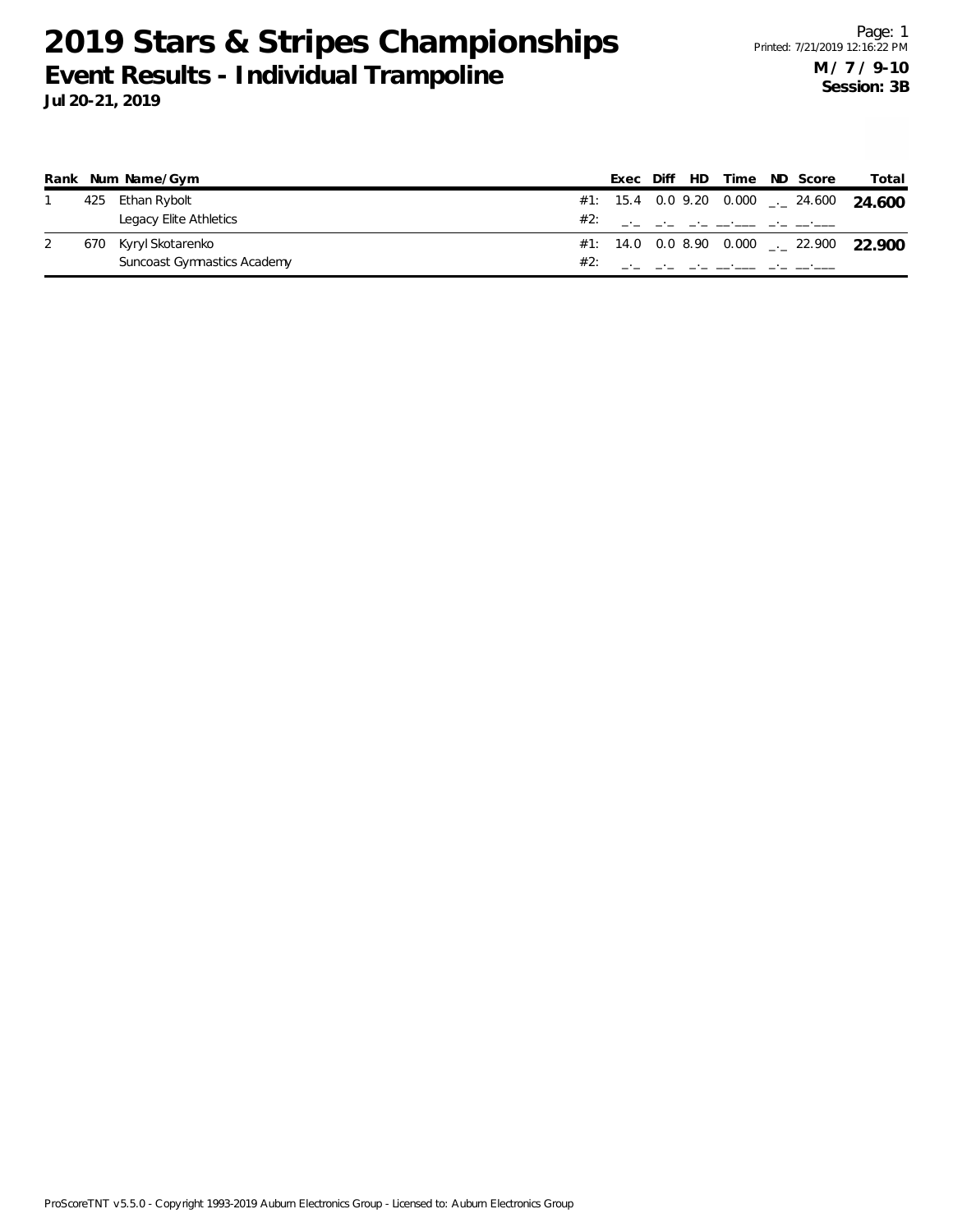# 2019 Stars & Stripes Championships

## Event Results - Individual Trampoline

**Jul 20-21, 2019**

Page: 1
Printed: 7/21/2019 12:16:22 PM

**M / 7 / 9-10**
**Session: 3B**

| Rank | Num | Name/Gym | | Exec | Diff | HD | Time | ND | Score | Total |
|---|---|---|---|---|---|---|---|---|---|---|
| 1 | 425 | Ethan Rybolt | #1: | 15.4 | 0.0 | 9.20 | 0.000 | _._ | 24.600 | **24.600** |
| | | Legacy Elite Athletics | #2: | _._ | _._ | _._ | __.___ | _._ | __.___ | |
| 2 | 670 | Kyryl Skotarenko | #1: | 14.0 | 0.0 | 8.90 | 0.000 | _._ | 22.900 | **22.900** |
| | | Suncoast Gymnastics Academy | #2: | _._ | _._ | _._ | __.___ | _._ | __.___ | |

ProScoreTNT v5.5.0 - Copyright 1993-2019 Auburn Electronics Group - Licensed to: Auburn Electronics Group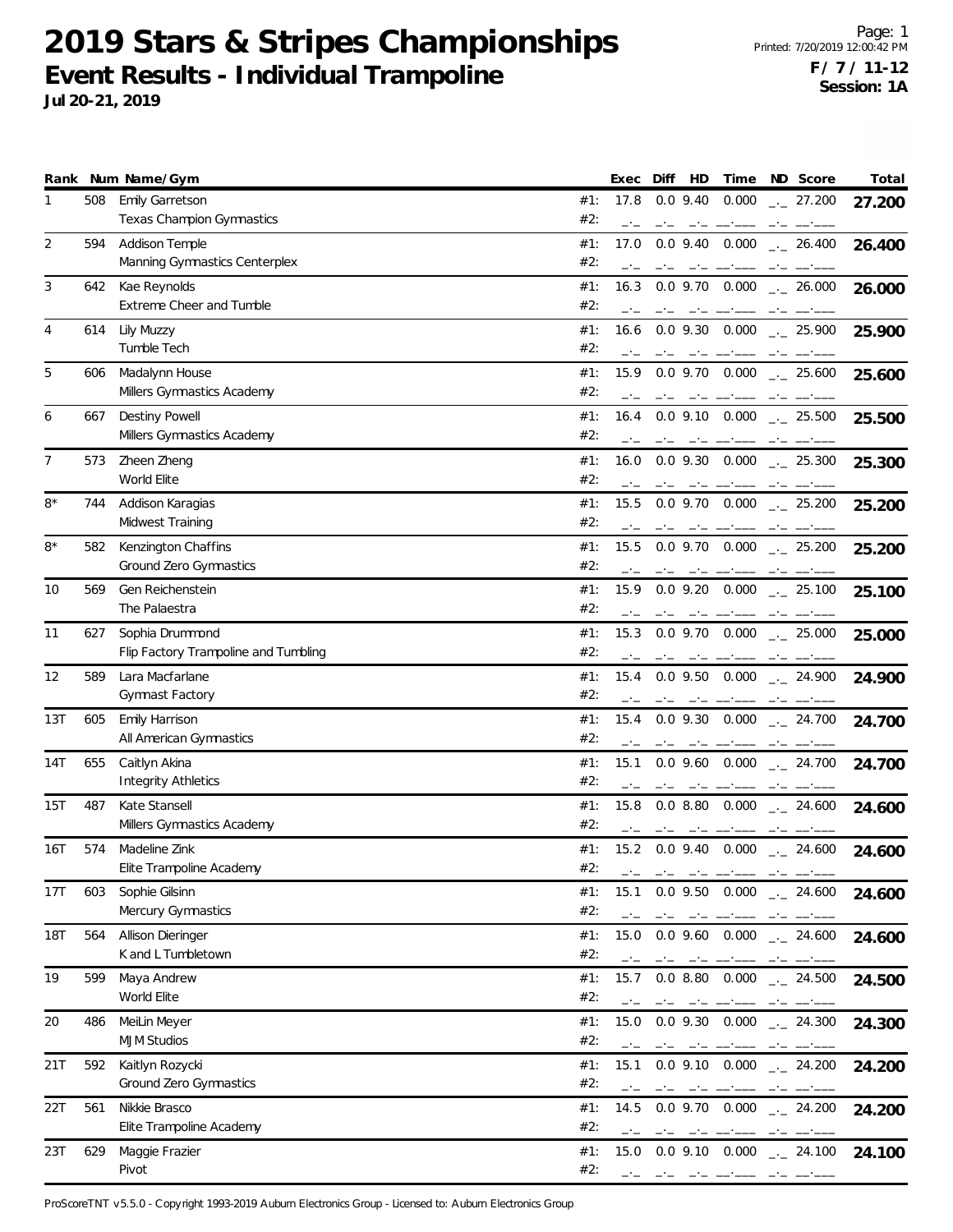# 2019 Stars & Stripes Championships

## Event Results - Individual Trampoline

**Jul 20-21, 2019**

Page: 1
Printed: 7/20/2019 12:00:42 PM
**F / 7 / 11-12**
**Session: 1A**

| Rank | Num | Name/Gym | | Exec | Diff | HD | Time | ND | Score | Total |
|---|---|---|---|---|---|---|---|---|---|---|
| 1 | 508 | Emily Garretson<br>Texas Champion Gymnastics | #1:<br>#2: | 17.8 | 0.0 | 9.40 | 0.000 | _._ | 27.200 | **27.200** |
| 2 | 594 | Addison Temple<br>Manning Gymnastics Centerplex | #1:<br>#2: | 17.0 | 0.0 | 9.40 | 0.000 | _._ | 26.400 | **26.400** |
| 3 | 642 | Kae Reynolds<br>Extreme Cheer and Tumble | #1:<br>#2: | 16.3 | 0.0 | 9.70 | 0.000 | _._ | 26.000 | **26.000** |
| 4 | 614 | Lily Muzzy<br>Tumble Tech | #1:<br>#2: | 16.6 | 0.0 | 9.30 | 0.000 | _._ | 25.900 | **25.900** |
| 5 | 606 | Madalynn House<br>Millers Gymnastics Academy | #1:<br>#2: | 15.9 | 0.0 | 9.70 | 0.000 | _._ | 25.600 | **25.600** |
| 6 | 667 | Destiny Powell<br>Millers Gymnastics Academy | #1:<br>#2: | 16.4 | 0.0 | 9.10 | 0.000 | _._ | 25.500 | **25.500** |
| 7 | 573 | Zheen Zheng<br>World Elite | #1:<br>#2: | 16.0 | 0.0 | 9.30 | 0.000 | _._ | 25.300 | **25.300** |
| 8* | 744 | Addison Karagias<br>Midwest Training | #1:<br>#2: | 15.5 | 0.0 | 9.70 | 0.000 | _._ | 25.200 | **25.200** |
| 8* | 582 | Kenzington Chaffins<br>Ground Zero Gymnastics | #1:<br>#2: | 15.5 | 0.0 | 9.70 | 0.000 | _._ | 25.200 | **25.200** |
| 10 | 569 | Gen Reichenstein<br>The Palaestra | #1:<br>#2: | 15.9 | 0.0 | 9.20 | 0.000 | _._ | 25.100 | **25.100** |
| 11 | 627 | Sophia Drummond<br>Flip Factory Trampoline and Tumbling | #1:<br>#2: | 15.3 | 0.0 | 9.70 | 0.000 | _._ | 25.000 | **25.000** |
| 12 | 589 | Lara Macfarlane<br>Gymnast Factory | #1:<br>#2: | 15.4 | 0.0 | 9.50 | 0.000 | _._ | 24.900 | **24.900** |
| 13T | 605 | Emily Harrison<br>All American Gymnastics | #1:<br>#2: | 15.4 | 0.0 | 9.30 | 0.000 | _._ | 24.700 | **24.700** |
| 14T | 655 | Caitlyn Akina<br>Integrity Athletics | #1:<br>#2: | 15.1 | 0.0 | 9.60 | 0.000 | _._ | 24.700 | **24.700** |
| 15T | 487 | Kate Stansell<br>Millers Gymnastics Academy | #1:<br>#2: | 15.8 | 0.0 | 8.80 | 0.000 | _._ | 24.600 | **24.600** |
| 16T | 574 | Madeline Zink<br>Elite Trampoline Academy | #1:<br>#2: | 15.2 | 0.0 | 9.40 | 0.000 | _._ | 24.600 | **24.600** |
| 17T | 603 | Sophie Gilsinn<br>Mercury Gymnastics | #1:<br>#2: | 15.1 | 0.0 | 9.50 | 0.000 | _._ | 24.600 | **24.600** |
| 18T | 564 | Allison Dieringer<br>K and L Tumbletown | #1:<br>#2: | 15.0 | 0.0 | 9.60 | 0.000 | _._ | 24.600 | **24.600** |
| 19 | 599 | Maya Andrew<br>World Elite | #1:<br>#2: | 15.7 | 0.0 | 8.80 | 0.000 | _._ | 24.500 | **24.500** |
| 20 | 486 | MeiLin Meyer<br>MJM Studios | #1:<br>#2: | 15.0 | 0.0 | 9.30 | 0.000 | _._ | 24.300 | **24.300** |
| 21T | 592 | Kaitlyn Rozycki<br>Ground Zero Gymnastics | #1:<br>#2: | 15.1 | 0.0 | 9.10 | 0.000 | _._ | 24.200 | **24.200** |
| 22T | 561 | Nikkie Brasco<br>Elite Trampoline Academy | #1:<br>#2: | 14.5 | 0.0 | 9.70 | 0.000 | _._ | 24.200 | **24.200** |
| 23T | 629 | Maggie Frazier<br>Pivot | #1:<br>#2: | 15.0 | 0.0 | 9.10 | 0.000 | _._ | 24.100 | **24.100** |

ProScoreTNT v5.5.0 - Copyright 1993-2019 Auburn Electronics Group - Licensed to: Auburn Electronics Group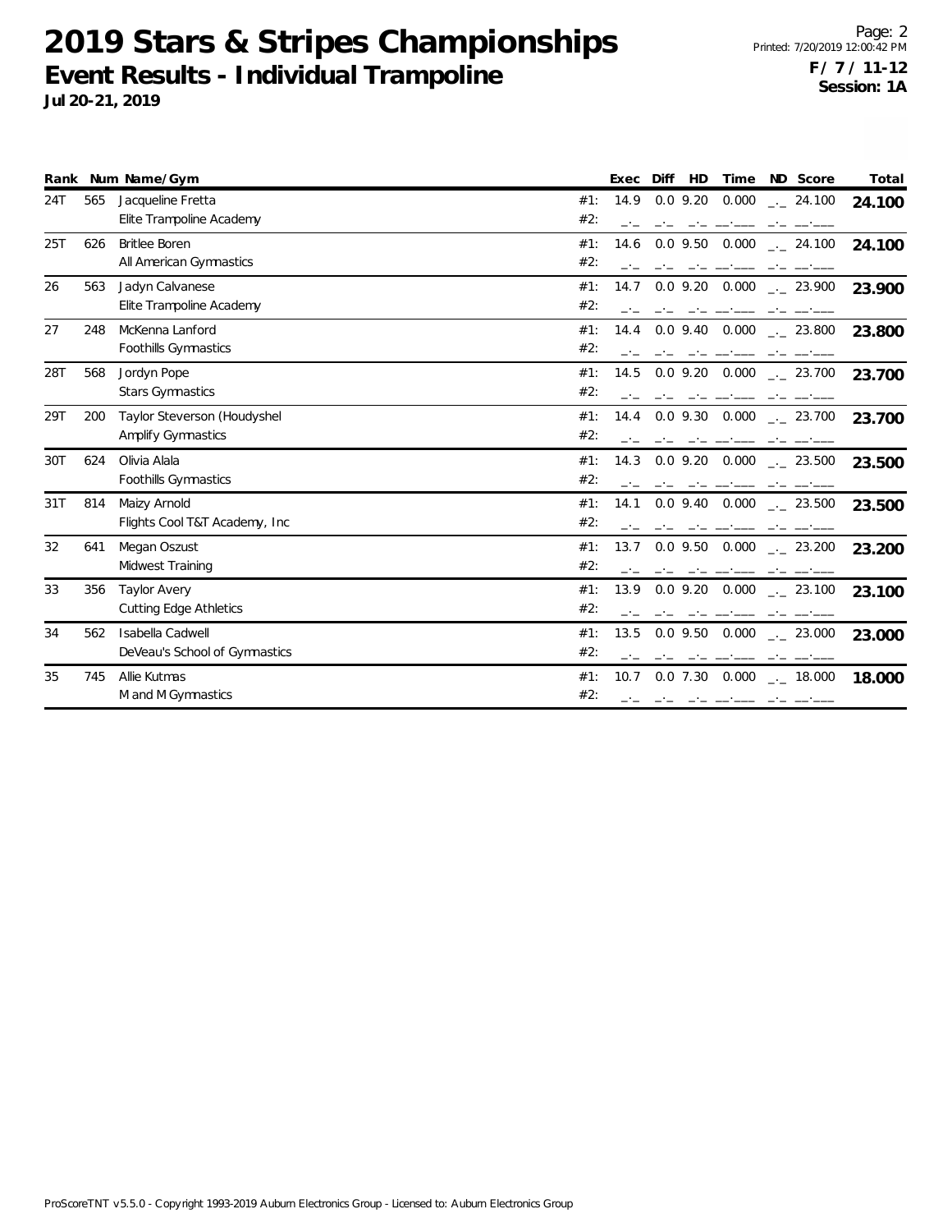# 2019 Stars & Stripes Championships

## Event Results - Individual Trampoline

**Jul 20-21, 2019**

**F / 7 / 11-12**
**Session: 1A**

| Rank | Num | Name/Gym | | Exec | Diff | HD | Time | ND | Score | Total |
|---|---|---|---|---|---|---|---|---|---|---|
| 24T | 565 | Jacqueline Fretta | #1: | 14.9 | 0.0 | 9.20 | 0.000 | _._ | 24.100 | **24.100** |
| | | Elite Trampoline Academy | #2: | _._ | _._ | _._ | __.___ | _._ | __.___ | |
| 25T | 626 | Britlee Boren | #1: | 14.6 | 0.0 | 9.50 | 0.000 | _._ | 24.100 | **24.100** |
| | | All American Gymnastics | #2: | _._ | _._ | _._ | __.___ | _._ | __.___ | |
| 26 | 563 | Jadyn Calvanese | #1: | 14.7 | 0.0 | 9.20 | 0.000 | _._ | 23.900 | **23.900** |
| | | Elite Trampoline Academy | #2: | _._ | _._ | _._ | __.___ | _._ | __.___ | |
| 27 | 248 | McKenna Lanford | #1: | 14.4 | 0.0 | 9.40 | 0.000 | _._ | 23.800 | **23.800** |
| | | Foothills Gymnastics | #2: | _._ | _._ | _._ | __.___ | _._ | __.___ | |
| 28T | 568 | Jordyn Pope | #1: | 14.5 | 0.0 | 9.20 | 0.000 | _._ | 23.700 | **23.700** |
| | | Stars Gymnastics | #2: | _._ | _._ | _._ | __.___ | _._ | __.___ | |
| 29T | 200 | Taylor Steverson (Houdyshel | #1: | 14.4 | 0.0 | 9.30 | 0.000 | _._ | 23.700 | **23.700** |
| | | Amplify Gymnastics | #2: | _._ | _._ | _._ | __.___ | _._ | __.___ | |
| 30T | 624 | Olivia Alala | #1: | 14.3 | 0.0 | 9.20 | 0.000 | _._ | 23.500 | **23.500** |
| | | Foothills Gymnastics | #2: | _._ | _._ | _._ | __.___ | _._ | __.___ | |
| 31T | 814 | Maizy Arnold | #1: | 14.1 | 0.0 | 9.40 | 0.000 | _._ | 23.500 | **23.500** |
| | | Flights Cool T&T Academy, Inc | #2: | _._ | _._ | _._ | __.___ | _._ | __.___ | |
| 32 | 641 | Megan Oszust | #1: | 13.7 | 0.0 | 9.50 | 0.000 | _._ | 23.200 | **23.200** |
| | | Midwest Training | #2: | _._ | _._ | _._ | __.___ | _._ | __.___ | |
| 33 | 356 | Taylor Avery | #1: | 13.9 | 0.0 | 9.20 | 0.000 | _._ | 23.100 | **23.100** |
| | | Cutting Edge Athletics | #2: | _._ | _._ | _._ | __.___ | _._ | __.___ | |
| 34 | 562 | Isabella Cadwell | #1: | 13.5 | 0.0 | 9.50 | 0.000 | _._ | 23.000 | **23.000** |
| | | DeVeau's School of Gymnastics | #2: | _._ | _._ | _._ | __.___ | _._ | __.___ | |
| 35 | 745 | Allie Kutmas | #1: | 10.7 | 0.0 | 7.30 | 0.000 | _._ | 18.000 | **18.000** |
| | | M and M Gymnastics | #2: | _._ | _._ | _._ | __.___ | _._ | __.___ | |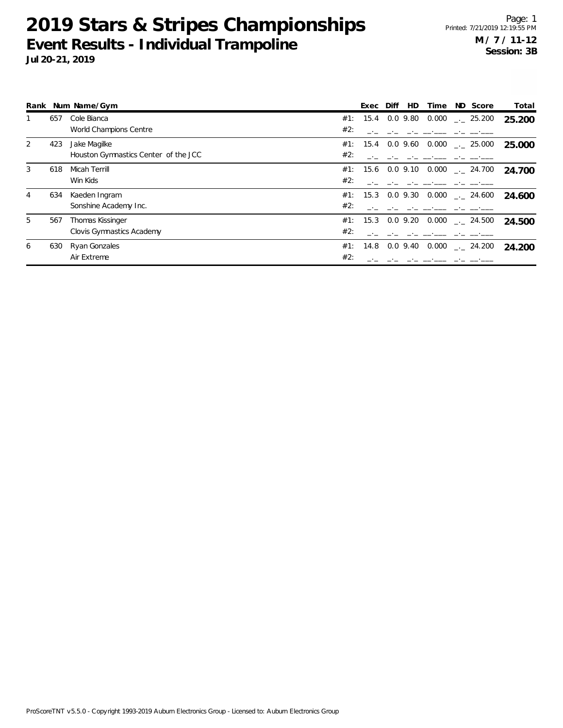# 2019 Stars & Stripes Championships

## Event Results - Individual Trampoline

**Jul 20-21, 2019**

**M / 7 / 11-12**
**Session: 3B**

| Rank | Num | Name/Gym | | Exec | Diff | HD | Time | ND | Score | Total |
|---|---|---|---|---|---|---|---|---|---|---|
| 1 | 657 | Cole Bianca | #1: | 15.4 | 0.0 | 9.80 | 0.000 | _._ | 25.200 | **25.200** |
| | | World Champions Centre | #2: | _._ | _._ | _._ | __.___ | _._ | __.___ | |
| 2 | 423 | Jake Magilke | #1: | 15.4 | 0.0 | 9.60 | 0.000 | _._ | 25.000 | **25.000** |
| | | Houston Gymnastics Center of the JCC | #2: | _._ | _._ | _._ | __.___ | _._ | __.___ | |
| 3 | 618 | Micah Terrill | #1: | 15.6 | 0.0 | 9.10 | 0.000 | _._ | 24.700 | **24.700** |
| | | Win Kids | #2: | _._ | _._ | _._ | __.___ | _._ | __.___ | |
| 4 | 634 | Kaeden Ingram | #1: | 15.3 | 0.0 | 9.30 | 0.000 | _._ | 24.600 | **24.600** |
| | | Sonshine Academy Inc. | #2: | _._ | _._ | _._ | __.___ | _._ | __.___ | |
| 5 | 567 | Thomas Kissinger | #1: | 15.3 | 0.0 | 9.20 | 0.000 | _._ | 24.500 | **24.500** |
| | | Clovis Gymnastics Academy | #2: | _._ | _._ | _._ | __.___ | _._ | __.___ | |
| 6 | 630 | Ryan Gonzales | #1: | 14.8 | 0.0 | 9.40 | 0.000 | _._ | 24.200 | **24.200** |
| | | Air Extreme | #2: | _._ | _._ | _._ | __.___ | _._ | __.___ | |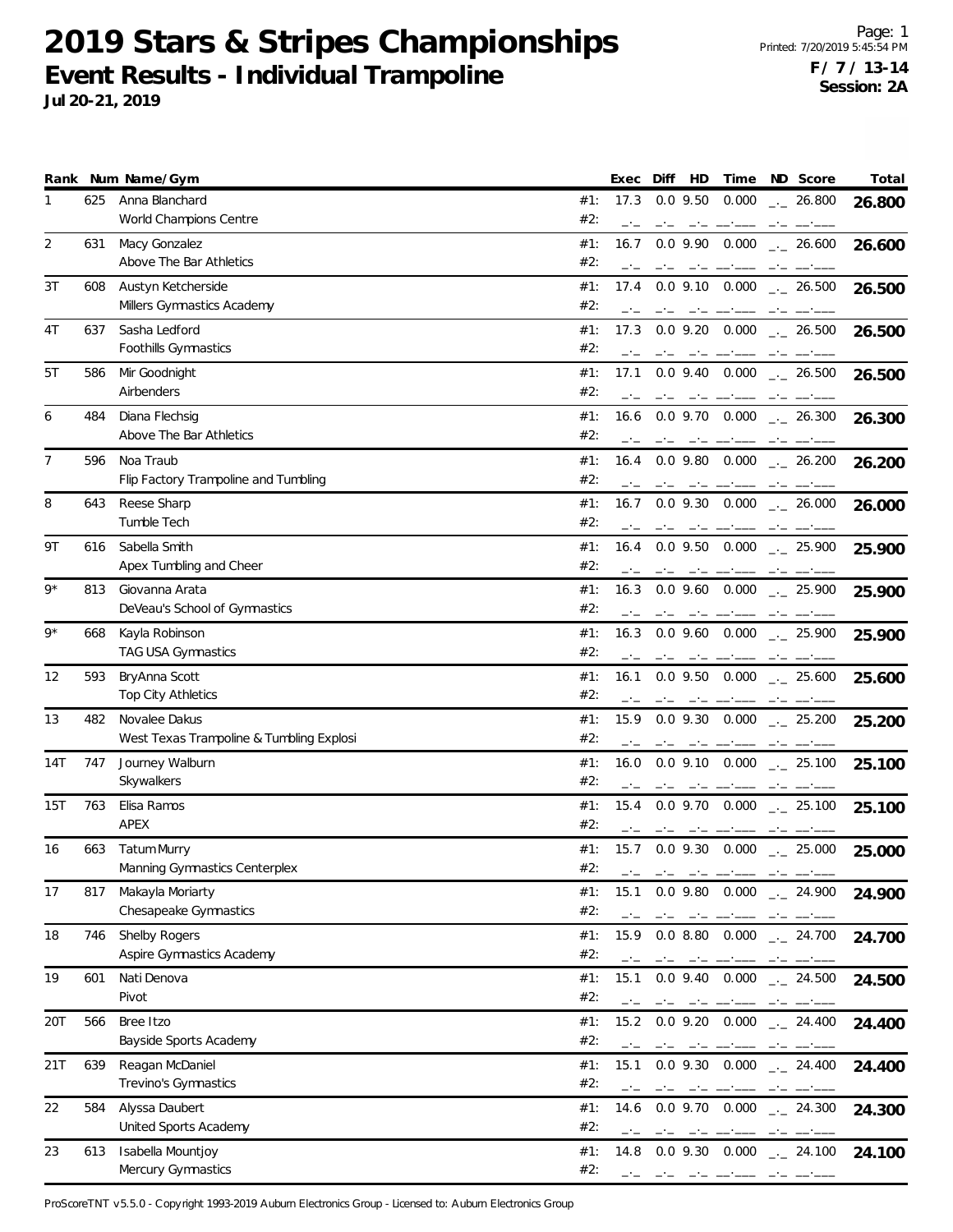# 2019 Stars & Stripes Championships

## Event Results - Individual Trampoline

**Jul 20-21, 2019**

Page: 1
Printed: 7/20/2019 5:45:54 PM
**F / 7 / 13-14**
**Session: 2A**

| Rank | Num | Name/Gym | | Exec | Diff | HD | Time | ND | Score | Total |
|---|---|---|---|---|---|---|---|---|---|---|
| 1 | 625 | Anna Blanchard<br>World Champions Centre | #1:<br>#2: | 17.3<br>\_.\_ | 0.0<br>\_.\_ | 9.50<br>\_.\_ | 0.000<br>\_\_.\_\_\_ | \_.\_<br>\_.\_ | 26.800<br>\_\_.\_\_\_ | 26.800 |
| 2 | 631 | Macy Gonzalez<br>Above The Bar Athletics | #1:<br>#2: | 16.7<br>\_.\_ | 0.0<br>\_.\_ | 9.90<br>\_.\_ | 0.000<br>\_\_.\_\_\_ | \_.\_<br>\_.\_ | 26.600<br>\_\_.\_\_\_ | 26.600 |
| 3T | 608 | Austyn Ketcherside<br>Millers Gymnastics Academy | #1:<br>#2: | 17.4<br>\_.\_ | 0.0<br>\_.\_ | 9.10<br>\_.\_ | 0.000<br>\_\_.\_\_\_ | \_.\_<br>\_.\_ | 26.500<br>\_\_.\_\_\_ | 26.500 |
| 4T | 637 | Sasha Ledford<br>Foothills Gymnastics | #1:<br>#2: | 17.3<br>\_.\_ | 0.0<br>\_.\_ | 9.20<br>\_.\_ | 0.000<br>\_\_.\_\_\_ | \_.\_<br>\_.\_ | 26.500<br>\_\_.\_\_\_ | 26.500 |
| 5T | 586 | Mir Goodnight<br>Airbenders | #1:<br>#2: | 17.1<br>\_.\_ | 0.0<br>\_.\_ | 9.40<br>\_.\_ | 0.000<br>\_\_.\_\_\_ | \_.\_<br>\_.\_ | 26.500<br>\_\_.\_\_\_ | 26.500 |
| 6 | 484 | Diana Flechsig<br>Above The Bar Athletics | #1:<br>#2: | 16.6<br>\_.\_ | 0.0<br>\_.\_ | 9.70<br>\_.\_ | 0.000<br>\_\_.\_\_\_ | \_.\_<br>\_.\_ | 26.300<br>\_\_.\_\_\_ | 26.300 |
| 7 | 596 | Noa Traub<br>Flip Factory Trampoline and Tumbling | #1:<br>#2: | 16.4<br>\_.\_ | 0.0<br>\_.\_ | 9.80<br>\_.\_ | 0.000<br>\_\_.\_\_\_ | \_.\_<br>\_.\_ | 26.200<br>\_\_.\_\_\_ | 26.200 |
| 8 | 643 | Reese Sharp<br>Tumble Tech | #1:<br>#2: | 16.7<br>\_.\_ | 0.0<br>\_.\_ | 9.30<br>\_.\_ | 0.000<br>\_\_.\_\_\_ | \_.\_<br>\_.\_ | 26.000<br>\_\_.\_\_\_ | 26.000 |
| 9T | 616 | Sabella Smith<br>Apex Tumbling and Cheer | #1:<br>#2: | 16.4<br>\_.\_ | 0.0<br>\_.\_ | 9.50<br>\_.\_ | 0.000<br>\_\_.\_\_\_ | \_.\_<br>\_.\_ | 25.900<br>\_\_.\_\_\_ | 25.900 |
| 9* | 813 | Giovanna Arata<br>DeVeau's School of Gymnastics | #1:<br>#2: | 16.3<br>\_.\_ | 0.0<br>\_.\_ | 9.60<br>\_.\_ | 0.000<br>\_\_.\_\_\_ | \_.\_<br>\_.\_ | 25.900<br>\_\_.\_\_\_ | 25.900 |
| 9* | 668 | Kayla Robinson<br>TAG USA Gymnastics | #1:<br>#2: | 16.3<br>\_.\_ | 0.0<br>\_.\_ | 9.60<br>\_.\_ | 0.000<br>\_\_.\_\_\_ | \_.\_<br>\_.\_ | 25.900<br>\_\_.\_\_\_ | 25.900 |
| 12 | 593 | BryAnna Scott<br>Top City Athletics | #1:<br>#2: | 16.1<br>\_.\_ | 0.0<br>\_.\_ | 9.50<br>\_.\_ | 0.000<br>\_\_.\_\_\_ | \_.\_<br>\_.\_ | 25.600<br>\_\_.\_\_\_ | 25.600 |
| 13 | 482 | Novalee Dakus<br>West Texas Trampoline & Tumbling Explosi | #1:<br>#2: | 15.9<br>\_.\_ | 0.0<br>\_.\_ | 9.30<br>\_.\_ | 0.000<br>\_\_.\_\_\_ | \_.\_<br>\_.\_ | 25.200<br>\_\_.\_\_\_ | 25.200 |
| 14T | 747 | Journey Walburn<br>Skywalkers | #1:<br>#2: | 16.0<br>\_.\_ | 0.0<br>\_.\_ | 9.10<br>\_.\_ | 0.000<br>\_\_.\_\_\_ | \_.\_<br>\_.\_ | 25.100<br>\_\_.\_\_\_ | 25.100 |
| 15T | 763 | Elisa Ramos<br>APEX | #1:<br>#2: | 15.4<br>\_.\_ | 0.0<br>\_.\_ | 9.70<br>\_.\_ | 0.000<br>\_\_.\_\_\_ | \_.\_<br>\_.\_ | 25.100<br>\_\_.\_\_\_ | 25.100 |
| 16 | 663 | Tatum Murry<br>Manning Gymnastics Centerplex | #1:<br>#2: | 15.7<br>\_.\_ | 0.0<br>\_.\_ | 9.30<br>\_.\_ | 0.000<br>\_\_.\_\_\_ | \_.\_<br>\_.\_ | 25.000<br>\_\_.\_\_\_ | 25.000 |
| 17 | 817 | Makayla Moriarty<br>Chesapeake Gymnastics | #1:<br>#2: | 15.1<br>\_.\_ | 0.0<br>\_.\_ | 9.80<br>\_.\_ | 0.000<br>\_\_.\_\_\_ | \_.\_<br>\_.\_ | 24.900<br>\_\_.\_\_\_ | 24.900 |
| 18 | 746 | Shelby Rogers<br>Aspire Gymnastics Academy | #1:<br>#2: | 15.9<br>\_.\_ | 0.0<br>\_.\_ | 8.80<br>\_.\_ | 0.000<br>\_\_.\_\_\_ | \_.\_<br>\_.\_ | 24.700<br>\_\_.\_\_\_ | 24.700 |
| 19 | 601 | Nati Denova<br>Pivot | #1:<br>#2: | 15.1<br>\_.\_ | 0.0<br>\_.\_ | 9.40<br>\_.\_ | 0.000<br>\_\_.\_\_\_ | \_.\_<br>\_.\_ | 24.500<br>\_\_.\_\_\_ | 24.500 |
| 20T | 566 | Bree Itzo<br>Bayside Sports Academy | #1:<br>#2: | 15.2<br>\_.\_ | 0.0<br>\_.\_ | 9.20<br>\_.\_ | 0.000<br>\_\_.\_\_\_ | \_.\_<br>\_.\_ | 24.400<br>\_\_.\_\_\_ | 24.400 |
| 21T | 639 | Reagan McDaniel<br>Trevino's Gymnastics | #1:<br>#2: | 15.1<br>\_.\_ | 0.0<br>\_.\_ | 9.30<br>\_.\_ | 0.000<br>\_\_.\_\_\_ | \_.\_<br>\_.\_ | 24.400<br>\_\_.\_\_\_ | 24.400 |
| 22 | 584 | Alyssa Daubert<br>United Sports Academy | #1:<br>#2: | 14.6<br>\_.\_ | 0.0<br>\_.\_ | 9.70<br>\_.\_ | 0.000<br>\_\_.\_\_\_ | \_.\_<br>\_.\_ | 24.300<br>\_\_.\_\_\_ | 24.300 |
| 23 | 613 | Isabella Mountjoy<br>Mercury Gymnastics | #1:<br>#2: | 14.8<br>\_.\_ | 0.0<br>\_.\_ | 9.30<br>\_.\_ | 0.000<br>\_\_.\_\_\_ | \_.\_<br>\_.\_ | 24.100<br>\_\_.\_\_\_ | 24.100 |

ProScoreTNT v5.5.0 - Copyright 1993-2019 Auburn Electronics Group - Licensed to: Auburn Electronics Group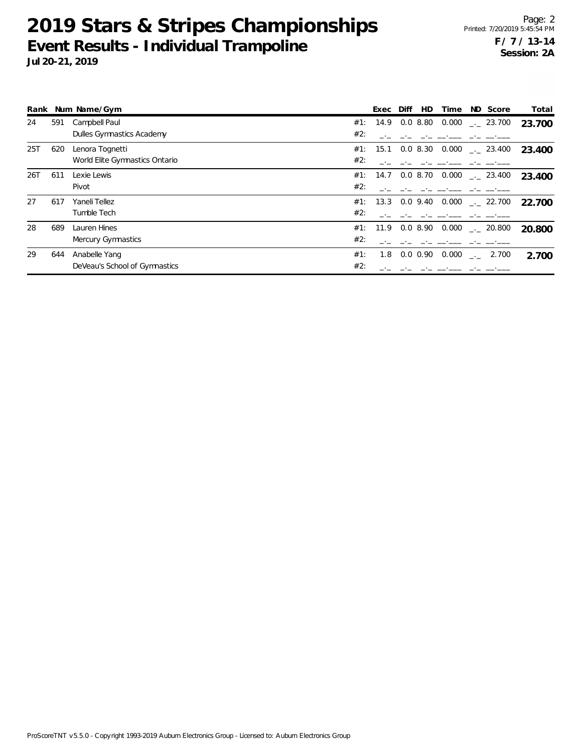# 2019 Stars & Stripes Championships

## Event Results - Individual Trampoline

**Jul 20-21, 2019**

**F / 7 / 13-14**
**Session: 2A**

| Rank | Num | Name/Gym | | Exec | Diff | HD | Time | ND | Score | Total |
|---|---|---|---|---|---|---|---|---|---|---|
| 24 | 591 | Campbell Paul | #1: | 14.9 | 0.0 | 8.80 | 0.000 | _._ | 23.700 | **23.700** |
| | | Dulles Gymnastics Academy | #2: | _._ | _._ | _._ | __.___ | _._ | __.___ | |
| 25T | 620 | Lenora Tognetti | #1: | 15.1 | 0.0 | 8.30 | 0.000 | _._ | 23.400 | **23.400** |
| | | World Elite Gymnastics Ontario | #2: | _._ | _._ | _._ | __.___ | _._ | __.___ | |
| 26T | 611 | Lexie Lewis | #1: | 14.7 | 0.0 | 8.70 | 0.000 | _._ | 23.400 | **23.400** |
| | | Pivot | #2: | _._ | _._ | _._ | __.___ | _._ | __.___ | |
| 27 | 617 | Yaneli Tellez | #1: | 13.3 | 0.0 | 9.40 | 0.000 | _._ | 22.700 | **22.700** |
| | | Tumble Tech | #2: | _._ | _._ | _._ | __.___ | _._ | __.___ | |
| 28 | 689 | Lauren Hines | #1: | 11.9 | 0.0 | 8.90 | 0.000 | _._ | 20.800 | **20.800** |
| | | Mercury Gymnastics | #2: | _._ | _._ | _._ | __.___ | _._ | __.___ | |
| 29 | 644 | Anabelle Yang | #1: | 1.8 | 0.0 | 0.90 | 0.000 | _._ | 2.700 | **2.700** |
| | | DeVeau's School of Gymnastics | #2: | _._ | _._ | _._ | __.___ | _._ | __.___ | |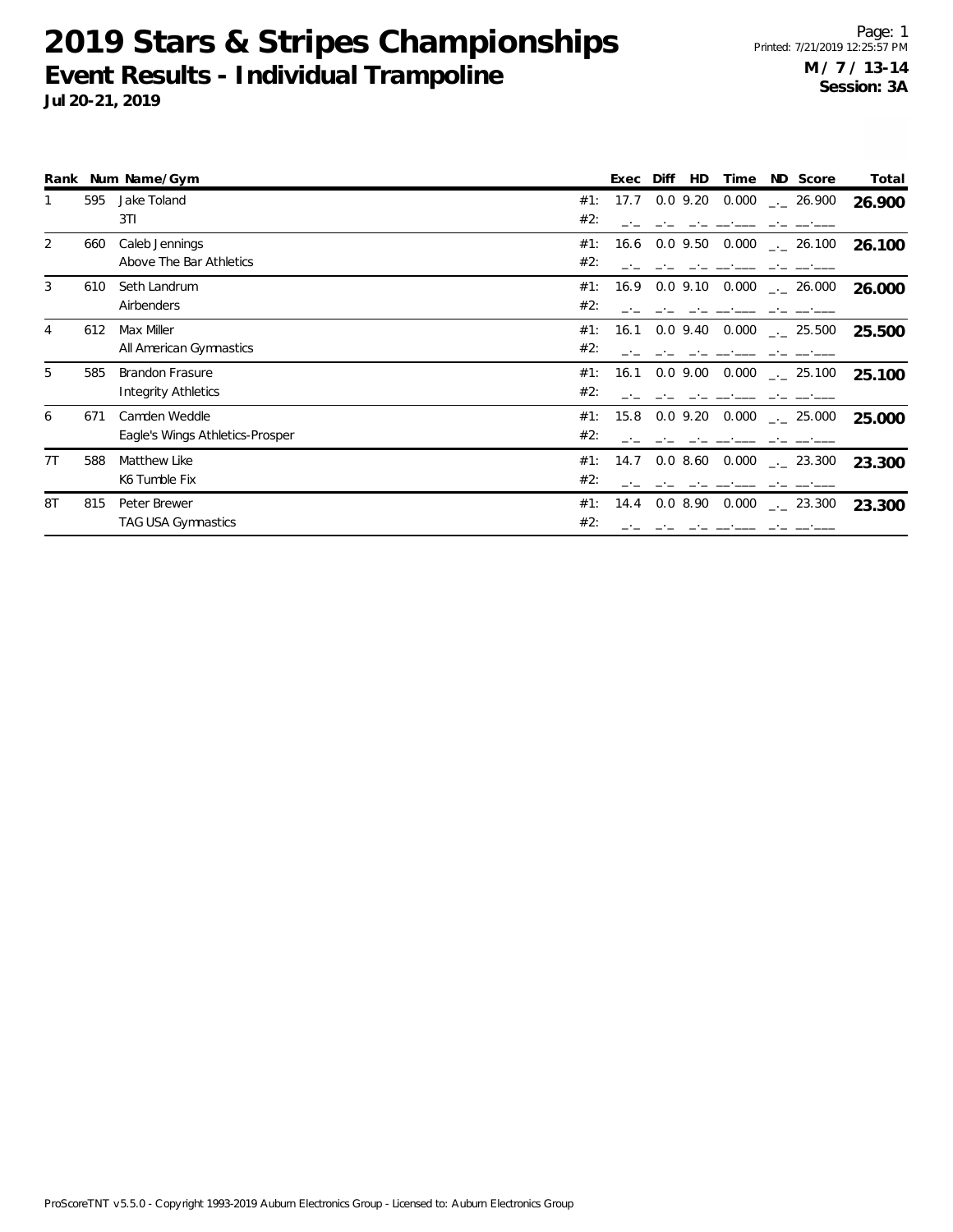# 2019 Stars & Stripes Championships

## Event Results - Individual Trampoline

**Jul 20-21, 2019**

Printed: 7/21/2019 12:25:57 PM

**M / 7 / 13-14**
**Session: 3A**

| Rank | Num | Name/Gym | | Exec | Diff | HD | Time | ND | Score | Total |
|---|---|---|---|---|---|---|---|---|---|---|
| 1 | 595 | Jake Toland | #1: | 17.7 | 0.0 | 9.20 | 0.000 | _._ | 26.900 | **26.900** |
| | | 3TI | #2: | _._ | _._ | _._ | __.___ | _._ | __.___ | |
| 2 | 660 | Caleb Jennings | #1: | 16.6 | 0.0 | 9.50 | 0.000 | _._ | 26.100 | **26.100** |
| | | Above The Bar Athletics | #2: | _._ | _._ | _._ | __.___ | _._ | __.___ | |
| 3 | 610 | Seth Landrum | #1: | 16.9 | 0.0 | 9.10 | 0.000 | _._ | 26.000 | **26.000** |
| | | Airbenders | #2: | _._ | _._ | _._ | __.___ | _._ | __.___ | |
| 4 | 612 | Max Miller | #1: | 16.1 | 0.0 | 9.40 | 0.000 | _._ | 25.500 | **25.500** |
| | | All American Gymnastics | #2: | _._ | _._ | _._ | __.___ | _._ | __.___ | |
| 5 | 585 | Brandon Frasure | #1: | 16.1 | 0.0 | 9.00 | 0.000 | _._ | 25.100 | **25.100** |
| | | Integrity Athletics | #2: | _._ | _._ | _._ | __.___ | _._ | __.___ | |
| 6 | 671 | Camden Weddle | #1: | 15.8 | 0.0 | 9.20 | 0.000 | _._ | 25.000 | **25.000** |
| | | Eagle's Wings Athletics-Prosper | #2: | _._ | _._ | _._ | __.___ | _._ | __.___ | |
| 7T | 588 | Matthew Like | #1: | 14.7 | 0.0 | 8.60 | 0.000 | _._ | 23.300 | **23.300** |
| | | K6 Tumble Fix | #2: | _._ | _._ | _._ | __.___ | _._ | __.___ | |
| 8T | 815 | Peter Brewer | #1: | 14.4 | 0.0 | 8.90 | 0.000 | _._ | 23.300 | **23.300** |
| | | TAG USA Gymnastics | #2: | _._ | _._ | _._ | __.___ | _._ | __.___ | |

ProScoreTNT v5.5.0 - Copyright 1993-2019 Auburn Electronics Group - Licensed to: Auburn Electronics Group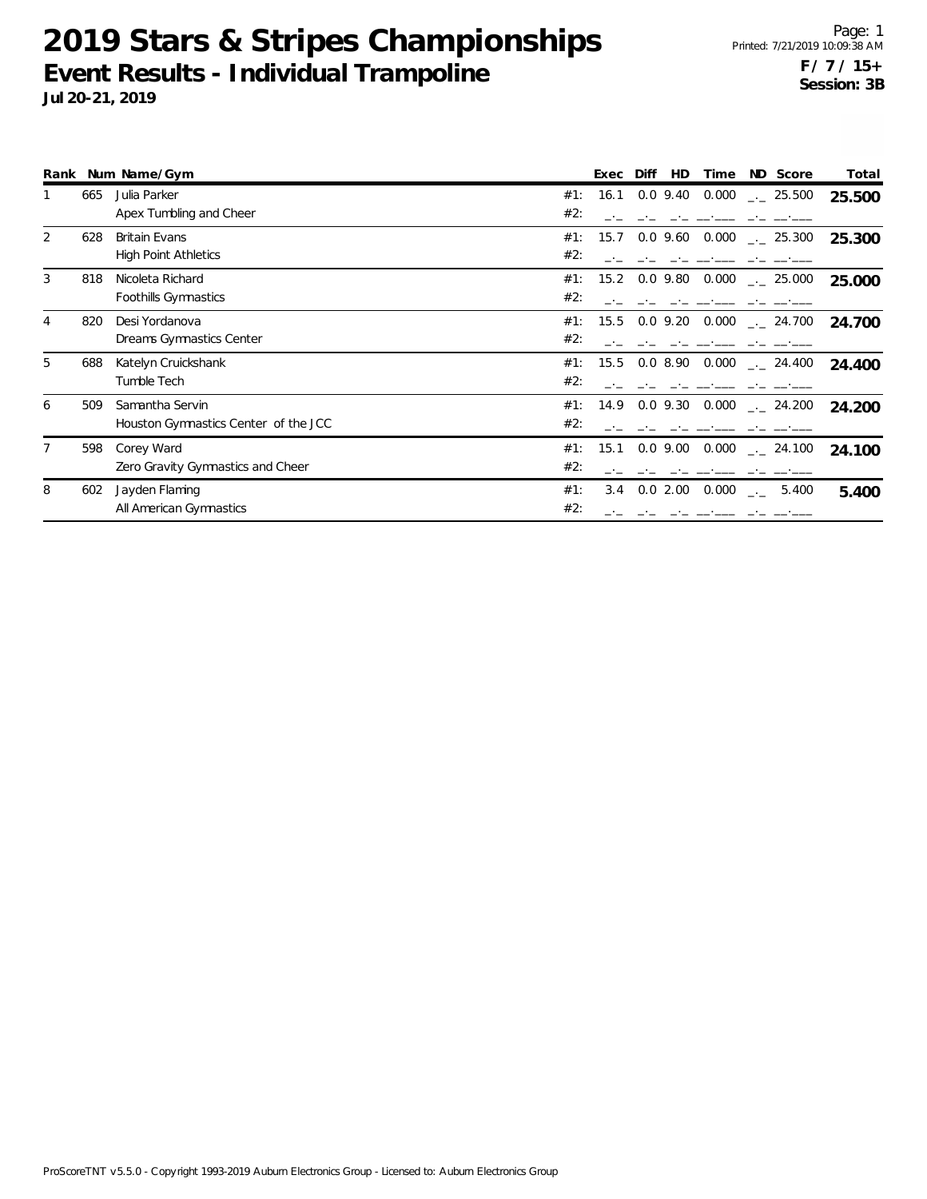# 2019 Stars & Stripes Championships

## Event Results - Individual Trampoline

**Jul 20-21, 2019**

Page: 1
Printed: 7/21/2019 10:09:38 AM
**F / 7 / 15+**
**Session: 3B**

| Rank | Num | Name/Gym | | Exec | Diff | HD | Time | ND | Score | Total |
|---|---|---|---|---|---|---|---|---|---|---|
| 1 | 665 | Julia Parker | #1: | 16.1 | 0.0 | 9.40 | 0.000 | _._ | 25.500 | **25.500** |
| | | Apex Tumbling and Cheer | #2: | _._ | _._ | _._ | __.___ | _._ | __.___ | |
| 2 | 628 | Britain Evans | #1: | 15.7 | 0.0 | 9.60 | 0.000 | _._ | 25.300 | **25.300** |
| | | High Point Athletics | #2: | _._ | _._ | _._ | __.___ | _._ | __.___ | |
| 3 | 818 | Nicoleta Richard | #1: | 15.2 | 0.0 | 9.80 | 0.000 | _._ | 25.000 | **25.000** |
| | | Foothills Gymnastics | #2: | _._ | _._ | _._ | __.___ | _._ | __.___ | |
| 4 | 820 | Desi Yordanova | #1: | 15.5 | 0.0 | 9.20 | 0.000 | _._ | 24.700 | **24.700** |
| | | Dreams Gymnastics Center | #2: | _._ | _._ | _._ | __.___ | _._ | __.___ | |
| 5 | 688 | Katelyn Cruickshank | #1: | 15.5 | 0.0 | 8.90 | 0.000 | _._ | 24.400 | **24.400** |
| | | Tumble Tech | #2: | _._ | _._ | _._ | __.___ | _._ | __.___ | |
| 6 | 509 | Samantha Servin | #1: | 14.9 | 0.0 | 9.30 | 0.000 | _._ | 24.200 | **24.200** |
| | | Houston Gymnastics Center of the JCC | #2: | _._ | _._ | _._ | __.___ | _._ | __.___ | |
| 7 | 598 | Corey Ward | #1: | 15.1 | 0.0 | 9.00 | 0.000 | _._ | 24.100 | **24.100** |
| | | Zero Gravity Gymnastics and Cheer | #2: | _._ | _._ | _._ | __.___ | _._ | __.___ | |
| 8 | 602 | Jayden Flaming | #1: | 3.4 | 0.0 | 2.00 | 0.000 | _._ | 5.400 | **5.400** |
| | | All American Gymnastics | #2: | _._ | _._ | _._ | __.___ | _._ | __.___ | |

ProScoreTNT v5.5.0 - Copyright 1993-2019 Auburn Electronics Group - Licensed to: Auburn Electronics Group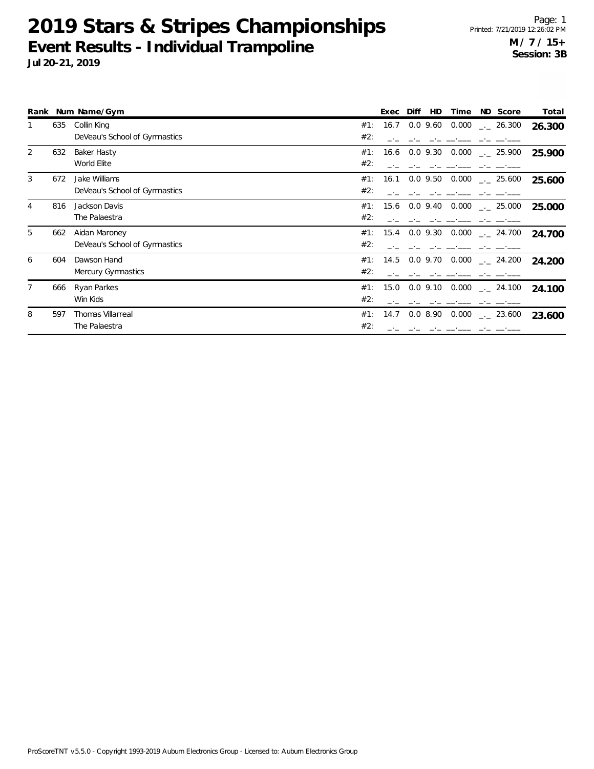# 2019 Stars & Stripes Championships

## Event Results - Individual Trampoline

**Jul 20-21, 2019**

Printed: 7/21/2019 12:26:02 PM

**M / 7 / 15+**
**Session: 3B**

| Rank | Num | Name/Gym | | Exec | Diff | HD | Time | ND | Score | Total |
|---|---|---|---|---|---|---|---|---|---|---|
| 1 | 635 | Collin King | #1: | 16.7 | 0.0 | 9.60 | 0.000 | _._ | 26.300 | **26.300** |
| | | DeVeau's School of Gymnastics | #2: | _._ | _._ | _._ | __.___ | _._ | __.___ | |
| 2 | 632 | Baker Hasty | #1: | 16.6 | 0.0 | 9.30 | 0.000 | _._ | 25.900 | **25.900** |
| | | World Elite | #2: | _._ | _._ | _._ | __.___ | _._ | __.___ | |
| 3 | 672 | Jake Williams | #1: | 16.1 | 0.0 | 9.50 | 0.000 | _._ | 25.600 | **25.600** |
| | | DeVeau's School of Gymnastics | #2: | _._ | _._ | _._ | __.___ | _._ | __.___ | |
| 4 | 816 | Jackson Davis | #1: | 15.6 | 0.0 | 9.40 | 0.000 | _._ | 25.000 | **25.000** |
| | | The Palaestra | #2: | _._ | _._ | _._ | __.___ | _._ | __.___ | |
| 5 | 662 | Aidan Maroney | #1: | 15.4 | 0.0 | 9.30 | 0.000 | _._ | 24.700 | **24.700** |
| | | DeVeau's School of Gymnastics | #2: | _._ | _._ | _._ | __.___ | _._ | __.___ | |
| 6 | 604 | Dawson Hand | #1: | 14.5 | 0.0 | 9.70 | 0.000 | _._ | 24.200 | **24.200** |
| | | Mercury Gymnastics | #2: | _._ | _._ | _._ | __.___ | _._ | __.___ | |
| 7 | 666 | Ryan Parkes | #1: | 15.0 | 0.0 | 9.10 | 0.000 | _._ | 24.100 | **24.100** |
| | | Win Kids | #2: | _._ | _._ | _._ | __.___ | _._ | __.___ | |
| 8 | 597 | Thomas Villarreal | #1: | 14.7 | 0.0 | 8.90 | 0.000 | _._ | 23.600 | **23.600** |
| | | The Palaestra | #2: | _._ | _._ | _._ | __.___ | _._ | __.___ | |

ProScoreTNT v5.5.0 - Copyright 1993-2019 Auburn Electronics Group - Licensed to: Auburn Electronics Group